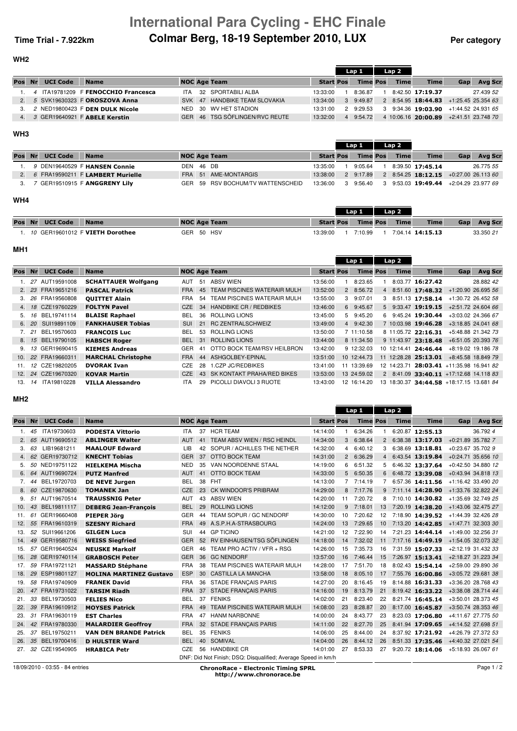# International Para Cycling - EHC Finale

## Colmar Berg, 18-19 September 2010, LUX

**Time Trial - 7.922km** | **Per category**

### WH2

| Pos | Nr | UCI Code | | Name | NOC | Age | Team | Start | Lap 1 Pos | Lap 1 Time | Lap 2 Pos | Lap 2 Time | Time | Gap | Avg | Scr |
|---|---|---|---|---|---|---|---|---|---|---|---|---|---|---|---|---|
| 1. | 4 | ITA19781209 | F | **FENOCCHIO Francesca** | ITA | 32 | SPORTABILI ALBA | 13:33:00 | 1 | 8:36.87 | 1 | 8:42.50 | **17:19.37** | | 27.439 | 52 |
| 2. | 5 | SVK19630323 | F | **OROSZOVA Anna** | SVK | 47 | HANDBIKE TEAM SLOVAKIA | 13:34:00 | 3 | 9:49.87 | 2 | 8:54.95 | **18:44.83** | +1:25.45 | 25.354 | 63 |
| 3. | 2 | NED19800423 | F | **DEN DULK Nicole** | NED | 30 | WV HET STADION | 13:31:00 | 2 | 9:29.53 | 3 | 9:34.36 | **19:03.90** | +1:44.52 | 24.931 | 65 |
| 4. | 3 | GER19640921 | F | **ABELE Kerstin** | GER | 46 | TSG SÖFLINGEN/RVC REUTE | 13:32:00 | 4 | 9:54.72 | 4 | 10:06.16 | **20:00.89** | +2:41.51 | 23.748 | 70 |

### WH3

| Pos | Nr | UCI Code | | Name | NOC | Age | Team | Start | Lap 1 Pos | Lap 1 Time | Lap 2 Pos | Lap 2 Time | Time | Gap | Avg | Scr |
|---|---|---|---|---|---|---|---|---|---|---|---|---|---|---|---|---|
| 1. | 9 | DEN19640529 | F | **HANSEN Connie** | DEN | 46 | DB | 13:35:00 | 1 | 9:05.64 | 1 | 8:39.50 | **17:45.14** | | 26.775 | 55 |
| 2. | 6 | FRA19590211 | F | **LAMBERT Murielle** | FRA | 51 | AME-MONTARGIS | 13:38:00 | 2 | 9:17.89 | 2 | 8:54.25 | **18:12.15** | +0:27.00 | 26.113 | 60 |
| 3. | 7 | GER19510915 | F | **ANGGRENY Lily** | GER | 59 | RSV BOCHUM/TV WATTENSCHEID | 13:36:00 | 3 | 9:56.40 | 3 | 9:53.03 | **19:49.44** | +2:04.29 | 23.977 | 69 |

### WH4

| Pos | Nr | UCI Code | | Name | NOC | Age | Team | Start | Lap 1 Pos | Lap 1 Time | Lap 2 Pos | Lap 2 Time | Time | Gap | Avg | Scr |
|---|---|---|---|---|---|---|---|---|---|---|---|---|---|---|---|---|
| 1. | 10 | GER19601012 | F | **VIETH Dorothee** | GER | 50 | HSV | 13:39:00 | 1 | 7:10.99 | 1 | 7:04.14 | **14:15.13** | | 33.350 | 21 |

### MH1

| Pos | Nr | UCI Code | Name | NOC | Age | Team | Start | Lap 1 Pos | Lap 1 Time | Lap 2 Pos | Lap 2 Time | Time | Gap | Avg | Scr |
|---|---|---|---|---|---|---|---|---|---|---|---|---|---|---|---|
| 1. | 27 | AUT19591008 | **SCHATTAUER Wolfgang** | AUT | 51 | ABSV WIEN | 13:56:00 | 1 | 8:23.65 | 1 | 8:03.77 | **16:27.42** | | 28.882 | 42 |
| 2. | 23 | FRA19651216 | **PASCAL Patrick** | FRA | 45 | TEAM PISCINES WATERAIR MULH | 13:52:00 | 2 | 8:56.72 | 4 | 8:51.60 | **17:48.32** | +1:20.90 | 26.695 | 56 |
| 3. | 26 | FRA19560808 | **QUITTET Alain** | FRA | 54 | TEAM PISCINES WATERAIR MULH | 13:55:00 | 3 | 9:07.01 | 3 | 8:51.13 | **17:58.14** | +1:30.72 | 26.452 | 58 |
| 4. | 18 | CZE19760229 | **FOLTYN Pavel** | CZE | 34 | HANDBIKE CR / REDBIKES | 13:46:00 | 6 | 9:45.67 | 5 | 9:33.47 | **19:19.15** | +2:51.72 | 24.604 | 66 |
| 5. | 16 | BEL19741114 | **BLAISE Raphael** | BEL | 36 | ROLLING LIONS | 13:45:00 | 5 | 9:45.20 | 6 | 9:45.24 | **19:30.44** | +3:03.02 | 24.366 | 67 |
| 6. | 20 | SUI19891109 | **FANKHAUSER Tobias** | SUI | 21 | RC ZENTRALSCHWEIZ | 13:49:00 | 4 | 9:42.30 | 7 | 10:03.98 | **19:46.28** | +3:18.85 | 24.041 | 68 |
| 7. | 21 | BEL19570603 | **FRANCOIS Luc** | BEL | 53 | ROLLING LIONS | 13:50:00 | 7 | 11:10.58 | 8 | 11:05.72 | **22:16.31** | +5:48.88 | 21.342 | 73 |
| 8. | 15 | BEL19790105 | **HABSCH Roger** | BEL | 31 | ROLLING LIONS | 13:44:00 | 8 | 11:34.50 | 9 | 11:43.97 | **23:18.48** | +6:51.05 | 20.393 | 76 |
| 9. | 13 | GER19690415 | **KIEMES Andreas** | GER | 41 | OTTO BOCK TEAM/RSV HEILBRON | 13:42:00 | 9 | 12:32.03 | 10 | 12:14.41 | **24:46.44** | +8:19.02 | 19.186 | 78 |
| 10. | 22 | FRA19660311 | **MARCHAL Christophe** | FRA | 44 | ASHGOLBEY-EPINAL | 13:51:00 | 10 | 12:44.73 | 11 | 12:28.28 | **25:13.01** | +8:45.58 | 18.849 | 79 |
| 11. | 12 | CZE19820205 | **DVORAK Ivan** | CZE | 28 | 1.CZP JC/REDBIKES | 13:41:00 | 11 | 13:39.69 | 12 | 14:23.71 | **28:03.41** | +11:35.98 | 16.941 | 82 |
| 12. | 24 | CZE19670320 | **KOVAR Martin** | CZE | 43 | SK KONTAKT PRAHA/RED BIKES | 13:53:00 | 13 | 24:59.02 | 2 | 8:41.09 | **33:40.11** | +17:12.68 | 14.118 | 83 |
| 13. | 14 | ITA19810228 | **VILLA Alessandro** | ITA | 29 | PICOLLI DIAVOLI 3 RUOTE | 13:43:00 | 12 | 16:14.20 | 13 | 18:30.37 | **34:44.58** | +18:17.15 | 13.681 | 84 |

### MH2

| Pos | Nr | UCI Code | Name | NOC | Age | Team | Start | Lap 1 Pos | Lap 1 Time | Lap 2 Pos | Lap 2 Time | Time | Gap | Avg | Scr |
|---|---|---|---|---|---|---|---|---|---|---|---|---|---|---|---|
| 1. | 45 | ITA19730603 | **PODESTA Vittorio** | ITA | 37 | HCR TEAM | 14:14:00 | 1 | 6:34.26 | 1 | 6:20.87 | **12:55.13** | | 36.792 | 4 |
| 2. | 65 | AUT19690512 | **ABLINGER Walter** | AUT | 41 | TEAM ABSV WIEN / RSC HEINDL | 14:34:00 | 3 | 6:38.64 | 2 | 6:38.38 | **13:17.03** | +0:21.89 | 35.782 | 7 |
| 3. | 63 | LIB19681211 | **MAALOUF Edward** | LIB | 42 | SOPUR / ACHILLES THE NETHER | 14:32:00 | 4 | 6:40.12 | 3 | 6:38.69 | **13:18.81** | +0:23.67 | 35.702 | 9 |
| 4. | 62 | GER19730712 | **KNECHT Tobias** | GER | 37 | OTTO BOCK TEAM | 14:31:00 | 2 | 6:36.29 | 4 | 6:43.54 | **13:19.84** | +0:24.71 | 35.656 | 10 |
| 5. | 50 | NED19751122 | **HIELKEMA Mischa** | NED | 35 | VAN NOORDENNE STAAL | 14:19:00 | 6 | 6:51.32 | 5 | 6:46.32 | **13:37.64** | +0:42.50 | 34.880 | 12 |
| 6. | 64 | AUT19690724 | **PUTZ Manfred** | AUT | 41 | OTTO BOCK TEAM | 14:33:00 | 5 | 6:50.35 | 6 | 6:48.72 | **13:39.08** | +0:43.94 | 34.818 | 13 |
| 7. | 44 | BEL19720703 | **DE NEVE Jurgen** | BEL | 38 | FHT | 14:13:00 | 7 | 7:14.19 | 7 | 6:57.36 | **14:11.56** | +1:16.42 | 33.490 | 20 |
| 8. | 60 | CZE19870630 | **TOMANEK Jan** | CZE | 23 | CK WINDOOR'S PRIBRAM | 14:29:00 | 8 | 7:17.76 | 9 | 7:11.14 | **14:28.90** | +1:33.76 | 32.822 | 24 |
| 9. | 51 | AUT19670514 | **TRAUSSNIG Peter** | AUT | 43 | ABSV WIEN | 14:20:00 | 11 | 7:20.72 | 8 | 7:10.10 | **14:30.82** | +1:35.69 | 32.749 | 25 |
| 10. | 43 | BEL19811117 | **DEBERG Jean-François** | BEL | 29 | ROLLING LIONS | 14:12:00 | 9 | 7:18.01 | 13 | 7:20.19 | **14:38.20** | +1:43.06 | 32.475 | 27 |
| 11. | 61 | GER19660408 | **PIEPER Jörg** | GER | 44 | TEAM SOPUR / GC NENDORF | 14:30:00 | 10 | 7:20.62 | 12 | 7:18.90 | **14:39.52** | +1:44.39 | 32.426 | 28 |
| 12. | 55 | FRA19610319 | **SZESNY Richard** | FRA | 49 | A.S.P.H.A-STRASBOURG | 14:24:00 | 13 | 7:29.65 | 10 | 7:13.20 | **14:42.85** | +1:47.71 | 32.303 | 30 |
| 13. | 52 | SUI19661206 | **GILGEN Luca** | SUI | 44 | GP TICINO | 14:21:00 | 12 | 7:22.90 | 14 | 7:21.23 | **14:44.14** | +1:49.00 | 32.256 | 31 |
| 14. | 49 | GER19580716 | **WEISS Siegfried** | GER | 52 | RV EINHAUSEN/TSG SÖFLINGEN | 14:18:00 | 14 | 7:32.02 | 11 | 7:17.16 | **14:49.19** | +1:54.05 | 32.073 | 32 |
| 15. | 57 | GER19640524 | **NEUSKE Markolf** | GER | 46 | TEAM PRO ACTIV / VFR + RSG | 14:26:00 | 15 | 7:35.73 | 16 | 7:31.59 | **15:07.33** | +2:12.19 | 31.432 | 33 |
| 16. | 28 | GER19740114 | **GRABOSCH Peter** | GER | 36 | GC NENDORF | 13:57:00 | 16 | 7:46.44 | 15 | 7:26.97 | **15:13.41** | +2:18.27 | 31.223 | 34 |
| 17. | 59 | FRA19721121 | **MASSARD Stéphane** | FRA | 38 | TEAM PISCINES WATERAIR MULH | 14:28:00 | 17 | 7:51.70 | 18 | 8:02.43 | **15:54.14** | +2:59.00 | 29.890 | 36 |
| 18. | 29 | ESP19801127 | **MOLINA MARTINEZ Gustavo** | ESP | 30 | CASTILLA LA MANCHA | 13:58:00 | 18 | 8:05.10 | 17 | 7:55.76 | **16:00.86** | +3:05.72 | 29.681 | 38 |
| 19. | 58 | FRA19740909 | **FRANEK David** | FRA | 36 | STADE FRANÇAIS PARIS | 14:27:00 | 20 | 8:16.45 | 19 | 8:14.88 | **16:31.33** | +3:36.20 | 28.768 | 43 |
| 20. | 47 | FRA19731022 | **TARSIM Riadh** | FRA | 37 | STADE FRANÇAIS PARIS | 14:16:00 | 19 | 8:13.79 | 21 | 8:19.42 | **16:33.22** | +3:38.08 | 28.714 | 44 |
| 21. | 33 | BEL19730503 | **FELIES Nico** | BEL | 37 | FENIKS | 14:02:00 | 21 | 8:23.40 | 22 | 8:21.74 | **16:45.14** | +3:50.01 | 28.373 | 45 |
| 22. | 39 | FRA19610912 | **MOYSES Patrick** | FRA | 49 | TEAM PISCINES WATERAIR MULH | 14:08:00 | 23 | 8:28.87 | 20 | 8:17.00 | **16:45.87** | +3:50.74 | 28.353 | 46 |
| 23. | 31 | FRA19630119 | **EST Charles** | FRA | 47 | HANM NARBONNE | 14:00:00 | 24 | 8:43.77 | 23 | 8:23.03 | **17:06.80** | +4:11.67 | 27.775 | 50 |
| 24. | 42 | FRA19780330 | **MALARDIER Geoffroy** | FRA | 32 | STADE FRANÇAIS PARIS | 14:11:00 | 22 | 8:27.70 | 25 | 8:41.94 | **17:09.65** | +4:14.52 | 27.698 | 51 |
| 25. | 37 | BEL19750211 | **VAN DEN BRANDE Patrick** | BEL | 35 | FENIKS | 14:06:00 | 25 | 8:44.00 | 24 | 8:37.92 | **17:21.92** | +4:26.79 | 27.372 | 53 |
| 26. | 35 | BEL19700416 | **D HULSTER Ward** | BEL | 40 | SOMIVAL | 14:04:00 | 26 | 8:44.12 | 26 | 8:51.33 | **17:35.46** | +4:40.32 | 27.021 | 54 |
| 27. | 32 | CZE19540905 | **HRABICA Petr** | CZE | 56 | HANDBIKE CR | 14:01:00 | 27 | 8:53.33 | 27 | 9:20.72 | **18:14.06** | +5:18.93 | 26.067 | 61 |

DNF: Did Not Finish; DSQ: Disqualified; Average Speed in km/h

18/09/2010 - 03:55 - 84 entries

**ChronoRace - Electronic Timing SPRL**
**http://www.chronorace.be**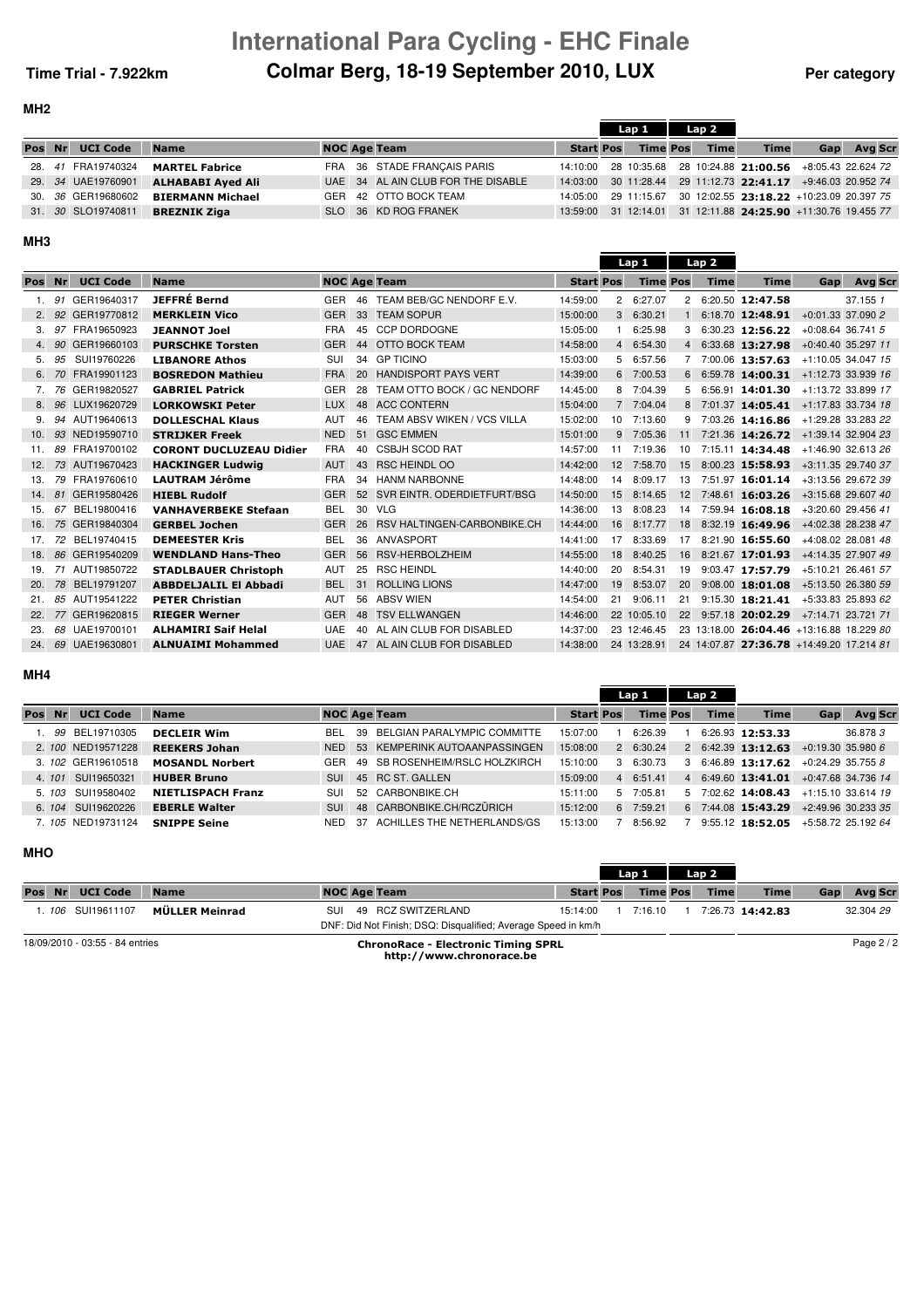# International Para Cycling - EHC Finale

**Time Trial - 7.922km** | **Colmar Berg, 18-19 September 2010, LUX** | **Per category**

### MH2

| Pos | Nr | UCI Code | Name | NOC | Age | Team | Start | Lap 1 Pos | Lap 1 Time | Lap 2 Pos | Lap 2 Time | Time | Gap | Avg | Scr |
|---|---|---|---|---|---|---|---|---|---|---|---|---|---|---|---|
| 28. | 41 | FRA19740324 | MARTEL Fabrice | FRA | 36 | STADE FRANÇAIS PARIS | 14:10:00 | 28 | 10:35.68 | 28 | 10:24.88 | **21:00.56** | +8:05.43 | 22.624 | 72 |
| 29. | 34 | UAE19760901 | ALHABABI Ayed Ali | UAE | 34 | AL AIN CLUB FOR THE DISABLE | 14:03:00 | 30 | 11:28.44 | 29 | 11:12.73 | **22:41.17** | +9:46.03 | 20.952 | 74 |
| 30. | 36 | GER19680602 | BIERMANN Michael | GER | 42 | OTTO BOCK TEAM | 14:05:00 | 29 | 11:15.67 | 30 | 12:02.55 | **23:18.22** | +10:23.09 | 20.397 | 75 |
| 31. | 30 | SLO19740811 | BREZNIK Ziga | SLO | 36 | KD ROG FRANEK | 13:59:00 | 31 | 12:14.01 | 31 | 12:11.88 | **24:25.90** | +11:30.76 | 19.455 | 77 |

### MH3

| Pos | Nr | UCI Code | Name | NOC | Age | Team | Start | Lap 1 Pos | Lap 1 Time | Lap 2 Pos | Lap 2 Time | Time | Gap | Avg | Scr |
|---|---|---|---|---|---|---|---|---|---|---|---|---|---|---|---|
| 1. | 91 | GER19640317 | JEFFRÉ Bernd | GER | 46 | TEAM BEB/GC NENDORF E.V. | 14:59:00 | 2 | 6:27.07 | 2 | 6:20.50 | **12:47.58** | | 37.155 | 1 |
| 2. | 92 | GER19770812 | MERKLEIN Vico | GER | 33 | TEAM SOPUR | 15:00:00 | 3 | 6:30.21 | 1 | 6:18.70 | **12:48.91** | +0:01.33 | 37.090 | 2 |
| 3. | 97 | FRA19650923 | JEANNOT Joel | FRA | 45 | CCP DORDOGNE | 15:05:00 | 1 | 6:25.98 | 3 | 6:30.23 | **12:56.22** | +0:08.64 | 36.741 | 5 |
| 4. | 90 | GER19660103 | PURSCHKE Torsten | GER | 44 | OTTO BOCK TEAM | 14:58:00 | 4 | 6:54.30 | 4 | 6:33.68 | **13:27.98** | +0:40.40 | 35.297 | 11 |
| 5. | 95 | SUI19760226 | LIBANORE Athos | SUI | 34 | GP TICINO | 15:03:00 | 5 | 6:57.56 | 7 | 7:00.06 | **13:57.63** | +1:10.05 | 34.047 | 15 |
| 6. | 70 | FRA19901123 | BOSREDON Mathieu | FRA | 20 | HANDISPORT PAYS VERT | 14:39:00 | 6 | 7:00.53 | 6 | 6:59.78 | **14:00.31** | +1:12.73 | 33.939 | 16 |
| 7. | 76 | GER19820527 | GABRIEL Patrick | GER | 28 | TEAM OTTO BOCK / GC NENDORF | 14:45:00 | 8 | 7:04.39 | 5 | 6:56.91 | **14:01.30** | +1:13.72 | 33.899 | 17 |
| 8. | 96 | LUX19620729 | LORKOWSKI Peter | LUX | 48 | ACC CONTERN | 15:04:00 | 7 | 7:04.04 | 8 | 7:01.37 | **14:05.41** | +1:17.83 | 33.734 | 18 |
| 9. | 94 | AUT19640613 | DOLLESCHAL Klaus | AUT | 46 | TEAM ABSV WIKEN / VCS VILLA | 15:02:00 | 10 | 7:13.60 | 9 | 7:03.26 | **14:16.86** | +1:29.28 | 33.283 | 22 |
| 10. | 93 | NED19590710 | STRIJKER Freek | NED | 51 | GSC EMMEN | 15:01:00 | 9 | 7:05.36 | 11 | 7:21.36 | **14:26.72** | +1:39.14 | 32.904 | 23 |
| 11. | 89 | FRA19700102 | CORONT DUCLUZEAU Didier | FRA | 40 | CSBJH SCOD RAT | 14:57:00 | 11 | 7:19.36 | 10 | 7:15.11 | **14:34.48** | +1:46.90 | 32.613 | 26 |
| 12. | 73 | AUT19670423 | HACKINGER Ludwig | AUT | 43 | RSC HEINDL OO | 14:42:00 | 12 | 7:58.70 | 15 | 8:00.23 | **15:58.93** | +3:11.35 | 29.740 | 37 |
| 13. | 79 | FRA19760610 | LAUTRAM Jérôme | FRA | 34 | HANM NARBONNE | 14:48:00 | 14 | 8:09.17 | 13 | 7:51.97 | **16:01.14** | +3:13.56 | 29.672 | 39 |
| 14. | 81 | GER19580426 | HIEBL Rudolf | GER | 52 | SVR EINTR. ODERDIETFURT/BSG | 14:50:00 | 15 | 8:14.65 | 12 | 7:48.61 | **16:03.26** | +3:15.68 | 29.607 | 40 |
| 15. | 67 | BEL19800416 | VANHAVERBEKE Stefaan | BEL | 30 | VLG | 14:36:00 | 13 | 8:08.23 | 14 | 7:59.94 | **16:08.18** | +3:20.60 | 29.456 | 41 |
| 16. | 75 | GER19840304 | GERBEL Jochen | GER | 26 | RSV HALTINGEN-CARBONBIKE.CH | 14:44:00 | 16 | 8:17.77 | 18 | 8:32.19 | **16:49.96** | +4:02.38 | 28.238 | 47 |
| 17. | 72 | BEL19740415 | DEMEESTER Kris | BEL | 36 | ANVASPORT | 14:41:00 | 17 | 8:33.69 | 17 | 8:21.90 | **16:55.60** | +4:08.02 | 28.081 | 48 |
| 18. | 86 | GER19540209 | WENDLAND Hans-Theo | GER | 56 | RSV-HERBOLZHEIM | 14:55:00 | 18 | 8:40.25 | 16 | 8:21.67 | **17:01.93** | +4:14.35 | 27.907 | 49 |
| 19. | 71 | AUT19850722 | STADLBAUER Christoph | AUT | 25 | RSC HEINDL | 14:40:00 | 20 | 8:54.31 | 19 | 9:03.47 | **17:57.79** | +5:10.21 | 26.461 | 57 |
| 20. | 78 | BEL19791207 | ABBDELJALIL El Abbadi | BEL | 31 | ROLLING LIONS | 14:47:00 | 19 | 8:53.07 | 20 | 9:08.00 | **18:01.08** | +5:13.50 | 26.380 | 59 |
| 21. | 85 | AUT19541222 | PETER Christian | AUT | 56 | ABSV WIEN | 14:54:00 | 21 | 9:06.11 | 21 | 9:15.30 | **18:21.41** | +5:33.83 | 25.893 | 62 |
| 22. | 77 | GER19620815 | RIEGER Werner | GER | 48 | TSV ELLWANGEN | 14:46:00 | 22 | 10:05.10 | 22 | 9:57.18 | **20:02.29** | +7:14.71 | 23.721 | 71 |
| 23. | 68 | UAE19700101 | ALHAMIRI Saif Helal | UAE | 40 | AL AIN CLUB FOR DISABLED | 14:37:00 | 23 | 12:46.45 | 23 | 13:18.00 | **26:04.46** | +13:16.88 | 18.229 | 80 |
| 24. | 69 | UAE19630801 | ALNUAIMI Mohammed | UAE | 47 | AL AIN CLUB FOR DISABLED | 14:38:00 | 24 | 13:28.91 | 24 | 14:07.87 | **27:36.78** | +14:49.20 | 17.214 | 81 |

### MH4

| Pos | Nr | UCI Code | Name | NOC | Age | Team | Start | Lap 1 Pos | Lap 1 Time | Lap 2 Pos | Lap 2 Time | Time | Gap | Avg | Scr |
|---|---|---|---|---|---|---|---|---|---|---|---|---|---|---|---|
| 1. | 99 | BEL19710305 | DECLEIR Wim | BEL | 39 | BELGIAN PARALYMPIC COMMITTE | 15:07:00 | 1 | 6:26.39 | 1 | 6:26.93 | **12:53.33** | | 36.878 | 3 |
| 2. | 100 | NED19571228 | REEKERS Johan | NED | 53 | KEMPERINK AUTOAANPASSINGEN | 15:08:00 | 2 | 6:30.24 | 2 | 6:42.39 | **13:12.63** | +0:19.30 | 35.980 | 6 |
| 3. | 102 | GER19610518 | MOSANDL Norbert | GER | 49 | SB ROSENHEIM/RSLC HOLZKIRCH | 15:10:00 | 3 | 6:30.73 | 3 | 6:46.89 | **13:17.62** | +0:24.29 | 35.755 | 8 |
| 4. | 101 | SUI19650321 | HUBER Bruno | SUI | 45 | RC ST. GALLEN | 15:09:00 | 4 | 6:51.41 | 4 | 6:49.60 | **13:41.01** | +0:47.68 | 34.736 | 14 |
| 5. | 103 | SUI19580402 | NIETLISPACH Franz | SUI | 52 | CARBONBIKE.CH | 15:11:00 | 5 | 7:05.81 | 5 | 7:02.62 | **14:08.43** | +1:15.10 | 33.614 | 19 |
| 6. | 104 | SUI19620226 | EBERLE Walter | SUI | 48 | CARBONBIKE.CH/RCZÜRICH | 15:12:00 | 6 | 7:59.21 | 6 | 7:44.08 | **15:43.29** | +2:49.96 | 30.233 | 35 |
| 7. | 105 | NED19731124 | SNIPPE Seine | NED | 37 | ACHILLES THE NETHERLANDS/GS | 15:13:00 | 7 | 8:56.92 | 7 | 9:55.12 | **18:52.05** | +5:58.72 | 25.192 | 64 |

### MHO

| Pos | Nr | UCI Code | Name | NOC | Age | Team | Start | Lap 1 Pos | Lap 1 Time | Lap 2 Pos | Lap 2 Time | Time | Gap | Avg | Scr |
|---|---|---|---|---|---|---|---|---|---|---|---|---|---|---|---|
| 1. | 106 | SUI19611107 | MÜLLER Meinrad | SUI | 49 | RCZ SWITZERLAND | 15:14:00 | 1 | 7:16.10 | 1 | 7:26.73 | **14:42.83** | | 32.304 | 29 |

DNF: Did Not Finish; DSQ: Disqualified; Average Speed in km/h

18/09/2010 - 03:55 - 84 entries

**ChronoRace - Electronic Timing SPRL**
http://www.chronorace.be